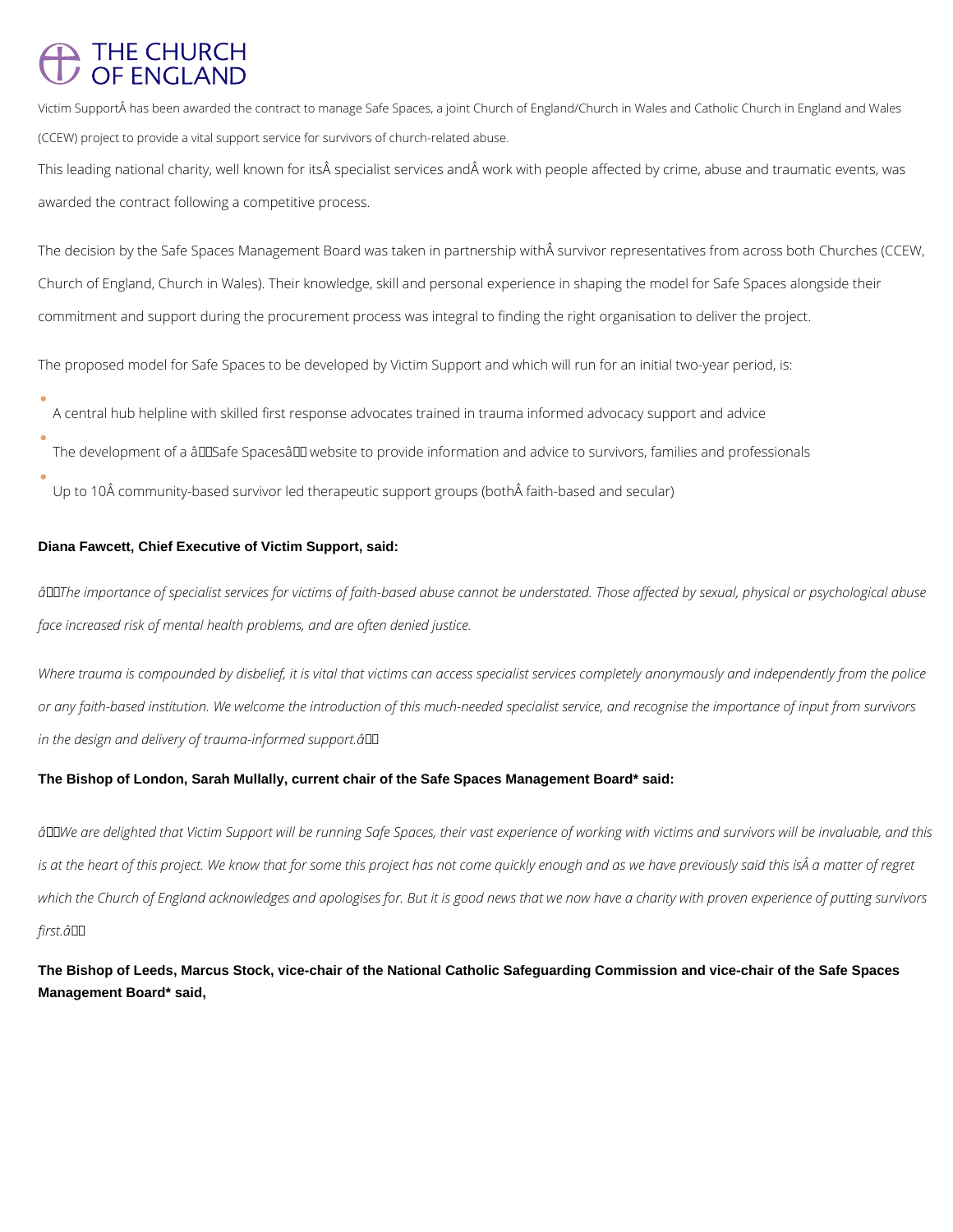# THE CHURCH OF ENGLAND

Victim SupportÂ has been awarded the contract to manage Safe Spaces, a joint Church of England/Church in Wales and Catholic Church in England and Wales (CCEW) project to provide a vital support service for survivors of church-related abuse.

This leading national charity, well known for itsÂ specialist services andÂ work with people affected by crime, abuse and traumatic events, was awarded the contract following a competitive process.

The decision by the Safe Spaces Management Board was taken in partnership withÂ survivor representatives from across both Churches (CCEW, Church of England, Church in Wales). Their knowledge, skill and personal experience in shaping the model for Safe Spaces alongside their commitment and support during the procurement process was integral to finding the right organisation to deliver the project.

The proposed model for Safe Spaces to be developed by Victim Support and which will run for an initial two-year period, is:

- A central hub helpline with skilled first response advocates trained in trauma informed advocacy support and advice
- The development of a â€˜Safe Spacesâ€™ website to provide information and advice to survivors, families and professionals
- Up to 10Â community-based survivor led therapeutic support groups (bothÂ faith-based and secular)

**Diana Fawcett, Chief Executive of Victim Support, said:**

*â€œThe importance of specialist services for victims of faith-based abuse cannot be understated. Those affected by sexual, physical or psychological abuse face increased risk of mental health problems, and are often denied justice.*

*Where trauma is compounded by disbelief, it is vital that victims can access specialist services completely anonymously and independently from the police or any faith-based institution. We welcome the introduction of this much-needed specialist service, and recognise the importance of input from survivors in the design and delivery of trauma-informed support.â€*

**The Bishop of London, Sarah Mullally, current chair of the Safe Spaces Management Board* said:**

*â€œWe are delighted that Victim Support will be running Safe Spaces, their vast experience of working with victims and survivors will be invaluable, and this is at the heart of this project. We know that for some this project has not come quickly enough and as we have previously said this isÂ a matter of regret which the Church of England acknowledges and apologises for. But it is good news that we now have a charity with proven experience of putting survivors first.â€*

**The Bishop of Leeds, Marcus Stock, vice-chair of the National Catholic Safeguarding Commission and vice-chair of the Safe Spaces Management Board* said,**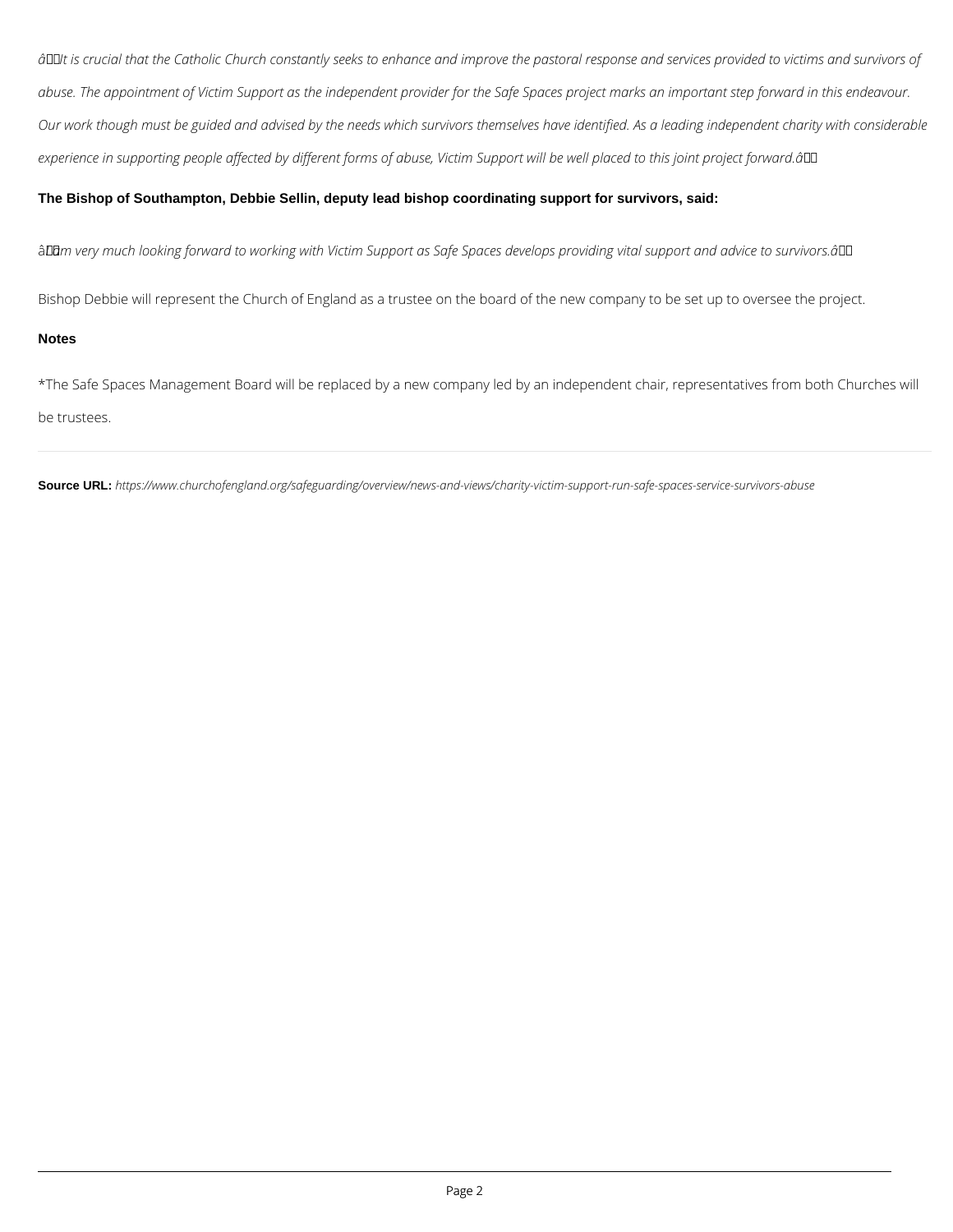*â€œIt is crucial that the Catholic Church constantly seeks to enhance and improve the pastoral response and services provided to victims and survivors of abuse. The appointment of Victim Support as the independent provider for the Safe Spaces project marks an important step forward in this endeavour. Our work though must be guided and advised by the needs which survivors themselves have identified. As a leading independent charity with considerable experience in supporting people affected by different forms of abuse, Victim Support will be well placed to this joint project forward.â€*

**The Bishop of Southampton, Debbie Sellin, deputy lead bishop coordinating support for survivors, said:**

*â€œI am very much looking forward to working with Victim Support as Safe Spaces develops providing vital support and advice to survivors.â€*

Bishop Debbie will represent the Church of England as a trustee on the board of the new company to be set up to oversee the project.

**Notes**

*The Safe Spaces Management Board will be replaced by a new company led by an independent chair, representatives from both Churches will be trustees.

---

**Source URL:** *https://www.churchofengland.org/safeguarding/overview/news-and-views/charity-victim-support-run-safe-spaces-service-survivors-abuse*